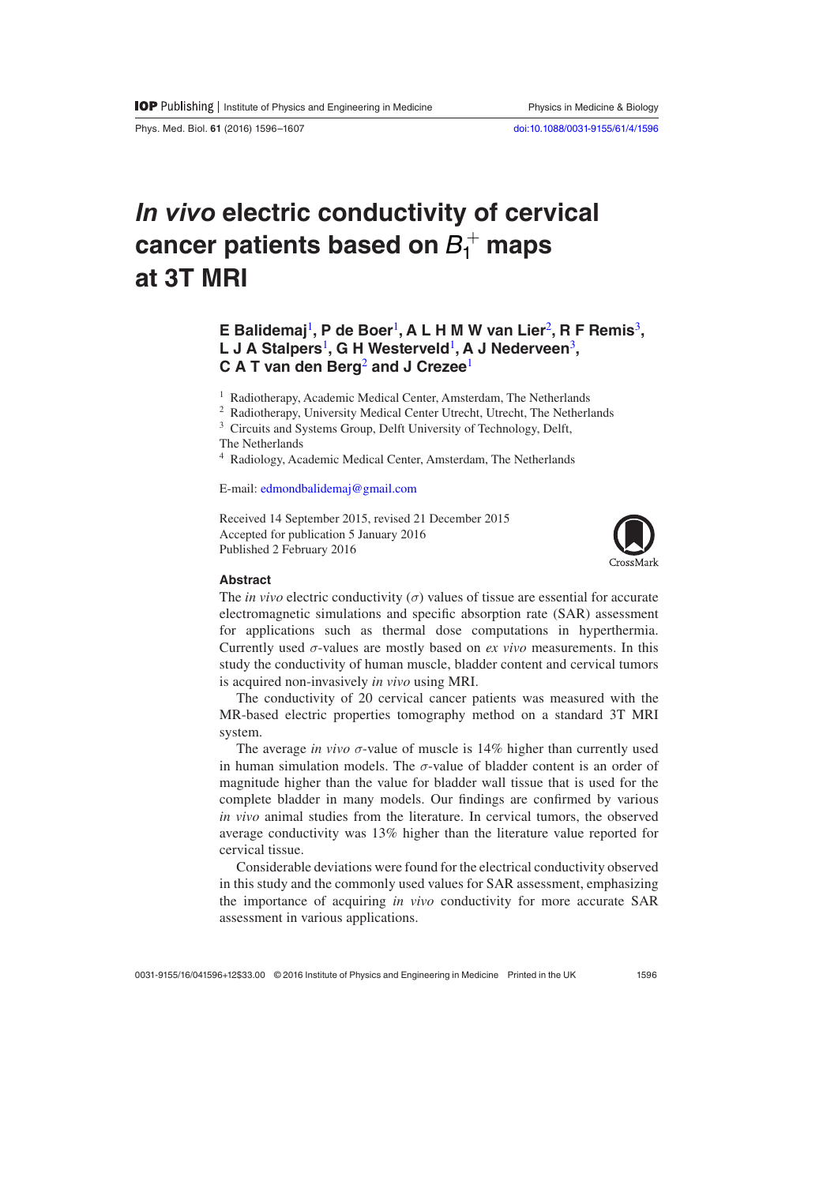# *In vivo* electric conductivity of cervical cancer patients based on $B_1^+$ maps at 3T MRI

**E Balidemaj[1], P de Boer[1], A L H M W van Lier[2], R F Remis[3], L J A Stalpers[1], G H Westerveld[1], A J Nederveen[3], C A T van den Berg[2] and J Crezee[1]**

[1] Radiotherapy, Academic Medical Center, Amsterdam, The Netherlands
[2] Radiotherapy, University Medical Center Utrecht, Utrecht, The Netherlands
[3] Circuits and Systems Group, Delft University of Technology, Delft, The Netherlands
[4] Radiology, Academic Medical Center, Amsterdam, The Netherlands

E-mail: edmondbalidemaj@gmail.com

Received 14 September 2015, revised 21 December 2015
Accepted for publication 5 January 2016
Published 2 February 2016

## Abstract

The *in vivo* electric conductivity ($\sigma$) values of tissue are essential for accurate electromagnetic simulations and specific absorption rate (SAR) assessment for applications such as thermal dose computations in hyperthermia. Currently used $\sigma$-values are mostly based on *ex vivo* measurements. In this study the conductivity of human muscle, bladder content and cervical tumors is acquired non-invasively *in vivo* using MRI.

The conductivity of 20 cervical cancer patients was measured with the MR-based electric properties tomography method on a standard 3T MRI system.

The average *in vivo* $\sigma$-value of muscle is 14% higher than currently used in human simulation models. The $\sigma$-value of bladder content is an order of magnitude higher than the value for bladder wall tissue that is used for the complete bladder in many models. Our findings are confirmed by various *in vivo* animal studies from the literature. In cervical tumors, the observed average conductivity was 13% higher than the literature value reported for cervical tissue.

Considerable deviations were found for the electrical conductivity observed in this study and the commonly used values for SAR assessment, emphasizing the importance of acquiring *in vivo* conductivity for more accurate SAR assessment in various applications.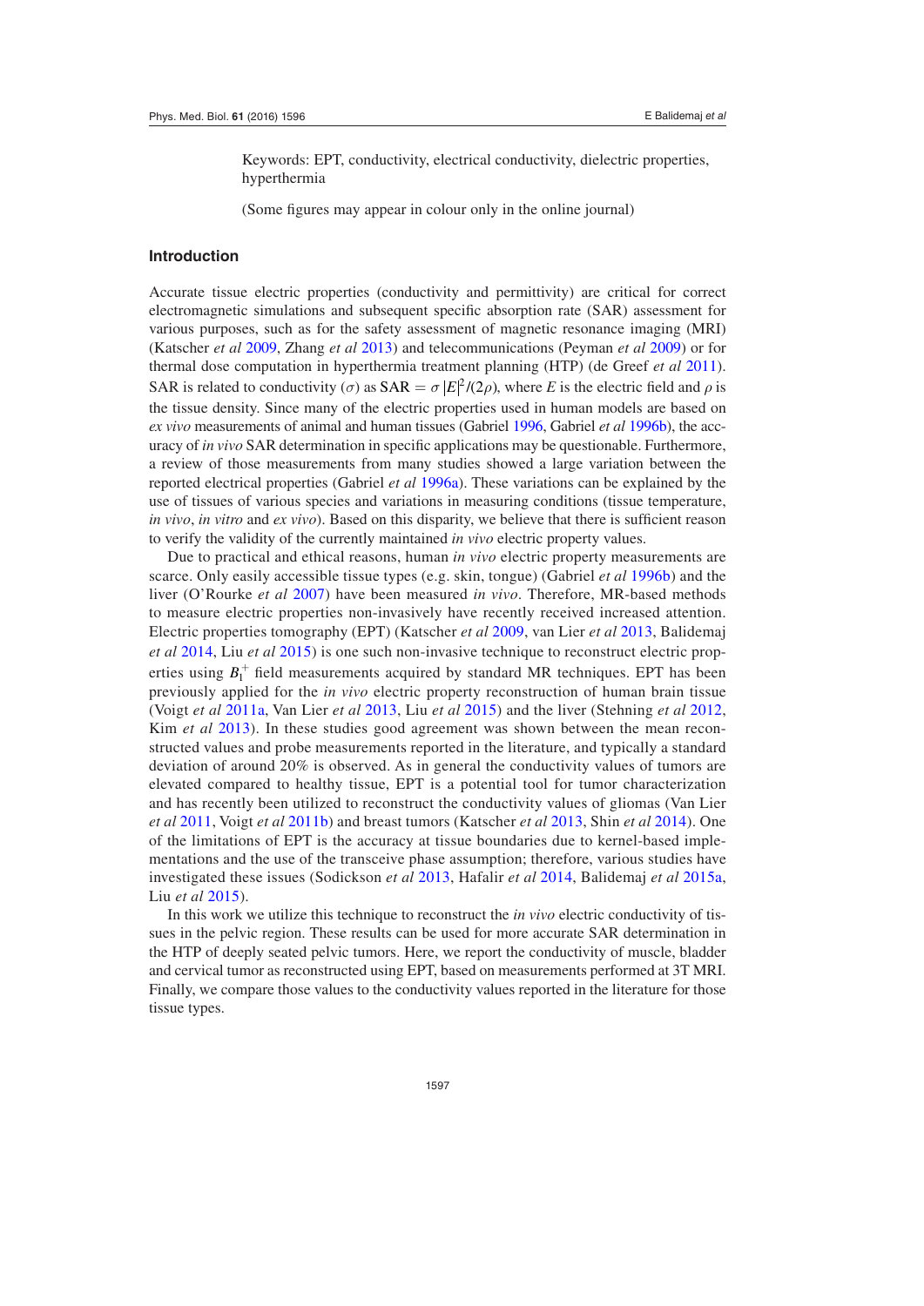Keywords: EPT, conductivity, electrical conductivity, dielectric properties, hyperthermia

(Some figures may appear in colour only in the online journal)

## Introduction

Accurate tissue electric properties (conductivity and permittivity) are critical for correct electromagnetic simulations and subsequent specific absorption rate (SAR) assessment for various purposes, such as for the safety assessment of magnetic resonance imaging (MRI) (Katscher *et al* 2009, Zhang *et al* 2013) and telecommunications (Peyman *et al* 2009) or for thermal dose computation in hyperthermia treatment planning (HTP) (de Greef *et al* 2011). SAR is related to conductivity ($\sigma$) as $\text{SAR} = \sigma |E|^2/(2\rho)$, where $E$ is the electric field and $\rho$ is the tissue density. Since many of the electric properties used in human models are based on *ex vivo* measurements of animal and human tissues (Gabriel 1996, Gabriel *et al* 1996b), the accuracy of *in vivo* SAR determination in specific applications may be questionable. Furthermore, a review of those measurements from many studies showed a large variation between the reported electrical properties (Gabriel *et al* 1996a). These variations can be explained by the use of tissues of various species and variations in measuring conditions (tissue temperature, *in vivo*, *in vitro* and *ex vivo*). Based on this disparity, we believe that there is sufficient reason to verify the validity of the currently maintained *in vivo* electric property values.

Due to practical and ethical reasons, human *in vivo* electric property measurements are scarce. Only easily accessible tissue types (e.g. skin, tongue) (Gabriel *et al* 1996b) and the liver (O'Rourke *et al* 2007) have been measured *in vivo*. Therefore, MR-based methods to measure electric properties non-invasively have recently received increased attention. Electric properties tomography (EPT) (Katscher *et al* 2009, van Lier *et al* 2013, Balidemaj *et al* 2014, Liu *et al* 2015) is one such non-invasive technique to reconstruct electric properties using $B_1^+$ field measurements acquired by standard MR techniques. EPT has been previously applied for the *in vivo* electric property reconstruction of human brain tissue (Voigt *et al* 2011a, Van Lier *et al* 2013, Liu *et al* 2015) and the liver (Stehning *et al* 2012, Kim *et al* 2013). In these studies good agreement was shown between the mean reconstructed values and probe measurements reported in the literature, and typically a standard deviation of around 20% is observed. As in general the conductivity values of tumors are elevated compared to healthy tissue, EPT is a potential tool for tumor characterization and has recently been utilized to reconstruct the conductivity values of gliomas (Van Lier *et al* 2011, Voigt *et al* 2011b) and breast tumors (Katscher *et al* 2013, Shin *et al* 2014). One of the limitations of EPT is the accuracy at tissue boundaries due to kernel-based implementations and the use of the transceive phase assumption; therefore, various studies have investigated these issues (Sodickson *et al* 2013, Hafalir *et al* 2014, Balidemaj *et al* 2015a, Liu *et al* 2015).

In this work we utilize this technique to reconstruct the *in vivo* electric conductivity of tissues in the pelvic region. These results can be used for more accurate SAR determination in the HTP of deeply seated pelvic tumors. Here, we report the conductivity of muscle, bladder and cervical tumor as reconstructed using EPT, based on measurements performed at 3T MRI. Finally, we compare those values to the conductivity values reported in the literature for those tissue types.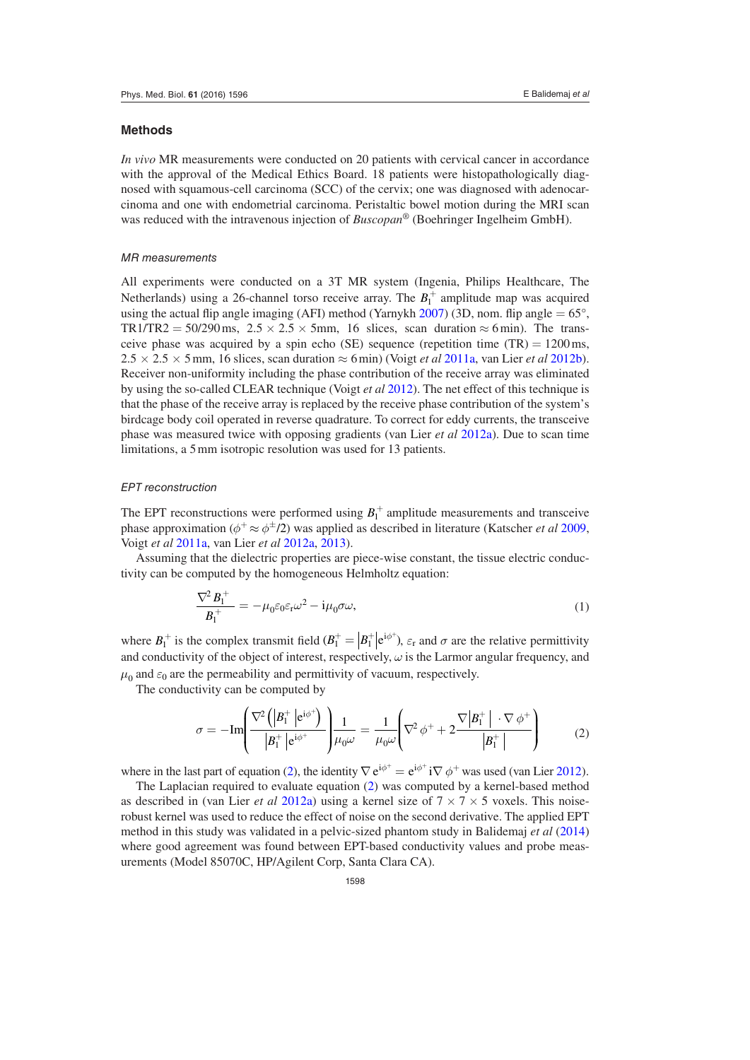## Methods

*In vivo* MR measurements were conducted on 20 patients with cervical cancer in accordance with the approval of the Medical Ethics Board. 18 patients were histopathologically diagnosed with squamous-cell carcinoma (SCC) of the cervix; one was diagnosed with adenocarcinoma and one with endometrial carcinoma. Peristaltic bowel motion during the MRI scan was reduced with the intravenous injection of *Buscopan*® (Boehringer Ingelheim GmbH).

### MR measurements

All experiments were conducted on a 3T MR system (Ingenia, Philips Healthcare, The Netherlands) using a 26-channel torso receive array. The $B_1^+$ amplitude map was acquired using the actual flip angle imaging (AFI) method (Yarnykh 2007) (3D, nom. flip angle = 65°, TR1/TR2 = 50/290 ms, 2.5 × 2.5 × 5mm, 16 slices, scan duration ≈ 6 min). The transceive phase was acquired by a spin echo (SE) sequence (repetition time (TR) = 1200 ms, 2.5 × 2.5 × 5 mm, 16 slices, scan duration ≈ 6 min) (Voigt *et al* 2011a, van Lier *et al* 2012b). Receiver non-uniformity including the phase contribution of the receive array was eliminated by using the so-called CLEAR technique (Voigt *et al* 2012). The net effect of this technique is that the phase of the receive array is replaced by the receive phase contribution of the system's birdcage body coil operated in reverse quadrature. To correct for eddy currents, the transceive phase was measured twice with opposing gradients (van Lier *et al* 2012a). Due to scan time limitations, a 5 mm isotropic resolution was used for 13 patients.

### EPT reconstruction

The EPT reconstructions were performed using $B_1^+$ amplitude measurements and transceive phase approximation ($\phi^+ \approx \phi^{\pm}/2$) was applied as described in literature (Katscher *et al* 2009, Voigt *et al* 2011a, van Lier *et al* 2012a, 2013).

Assuming that the dielectric properties are piece-wise constant, the tissue electric conductivity can be computed by the homogeneous Helmholtz equation:

$$\frac{\nabla^2 B_1^+}{B_1^+} = -\mu_0 \varepsilon_0 \varepsilon_r \omega^2 - \mathrm{i}\mu_0 \sigma \omega, \tag{1}$$

where $B_1^+$ is the complex transmit field ($B_1^+ = \left|B_1^+\right| \mathrm{e}^{\mathrm{i}\phi^+}$), $\varepsilon_r$ and $\sigma$ are the relative permittivity and conductivity of the object of interest, respectively, $\omega$ is the Larmor angular frequency, and $\mu_0$ and $\varepsilon_0$ are the permeability and permittivity of vacuum, respectively.

The conductivity can be computed by

$$\sigma = -\mathrm{Im}\left(\frac{\nabla^2\left(\left|B_1^+\right| \mathrm{e}^{\mathrm{i}\phi^+}\right)}{\left|B_1^+\right| \mathrm{e}^{\mathrm{i}\phi^+}}\right)\frac{1}{\mu_0 \omega} = \frac{1}{\mu_0 \omega}\left(\nabla^2 \phi^+ + 2\frac{\nabla\left|B_1^+\right| \cdot \nabla \phi^+}{\left|B_1^+\right|}\right) \tag{2}$$

where in the last part of equation (2), the identity $\nabla \mathrm{e}^{\mathrm{i}\phi^+} = \mathrm{e}^{\mathrm{i}\phi^+} \mathrm{i}\nabla \phi^+$ was used (van Lier 2012).

The Laplacian required to evaluate equation (2) was computed by a kernel-based method as described in (van Lier *et al* 2012a) using a kernel size of 7 × 7 × 5 voxels. This noise-robust kernel was used to reduce the effect of noise on the second derivative. The applied EPT method in this study was validated in a pelvic-sized phantom study in Balidemaj *et al* (2014) where good agreement was found between EPT-based conductivity values and probe measurements (Model 85070C, HP/Agilent Corp, Santa Clara CA).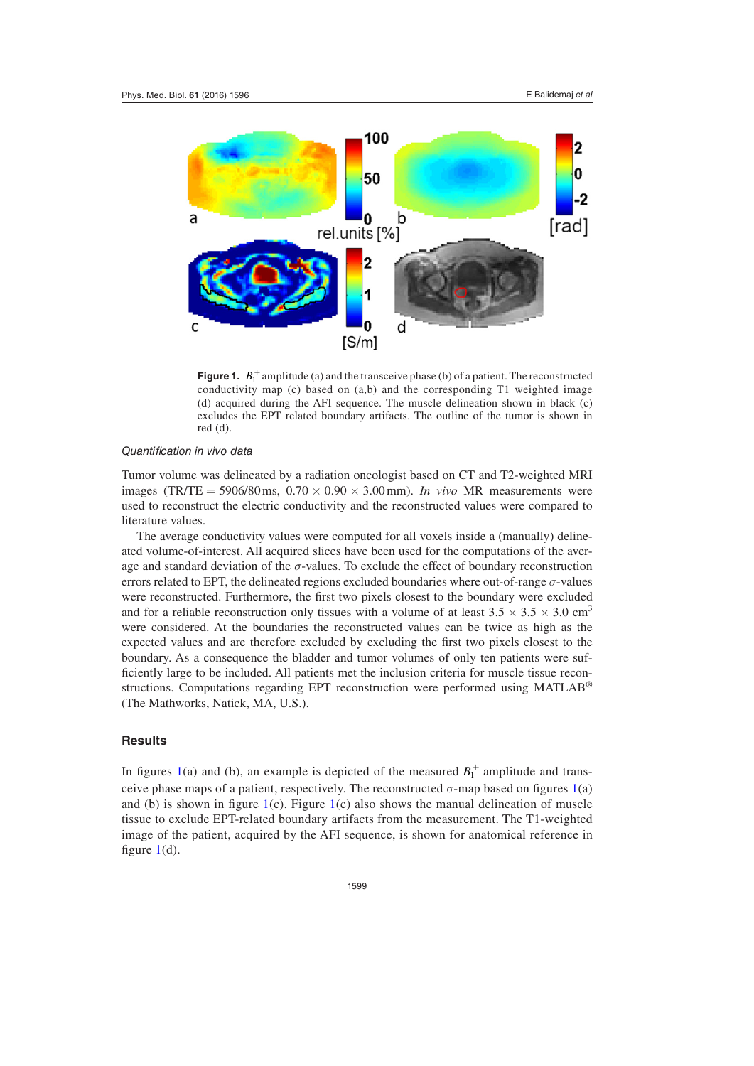**Figure 1.** $B_1^+$ amplitude (a) and the transceive phase (b) of a patient. The reconstructed conductivity map (c) based on (a,b) and the corresponding T1 weighted image (d) acquired during the AFI sequence. The muscle delineation shown in black (c) excludes the EPT related boundary artifacts. The outline of the tumor is shown in red (d).

*Quantification in vivo data*

Tumor volume was delineated by a radiation oncologist based on CT and T2-weighted MRI images (TR/TE = 5906/80 ms, 0.70 × 0.90 × 3.00 mm). *In vivo* MR measurements were used to reconstruct the electric conductivity and the reconstructed values were compared to literature values.

The average conductivity values were computed for all voxels inside a (manually) delineated volume-of-interest. All acquired slices have been used for the computations of the average and standard deviation of the $\sigma$-values. To exclude the effect of boundary reconstruction errors related to EPT, the delineated regions excluded boundaries where out-of-range $\sigma$-values were reconstructed. Furthermore, the first two pixels closest to the boundary were excluded and for a reliable reconstruction only tissues with a volume of at least 3.5 × 3.5 × 3.0 $cm^3$ were considered. At the boundaries the reconstructed values can be twice as high as the expected values and are therefore excluded by excluding the first two pixels closest to the boundary. As a consequence the bladder and tumor volumes of only ten patients were sufficiently large to be included. All patients met the inclusion criteria for muscle tissue reconstructions. Computations regarding EPT reconstruction were performed using MATLAB® (The Mathworks, Natick, MA, U.S.).

## Results

In figures 1(a) and (b), an example is depicted of the measured $B_1^+$ amplitude and transceive phase maps of a patient, respectively. The reconstructed $\sigma$-map based on figures 1(a) and (b) is shown in figure 1(c). Figure 1(c) also shows the manual delineation of muscle tissue to exclude EPT-related boundary artifacts from the measurement. The T1-weighted image of the patient, acquired by the AFI sequence, is shown for anatomical reference in figure 1(d).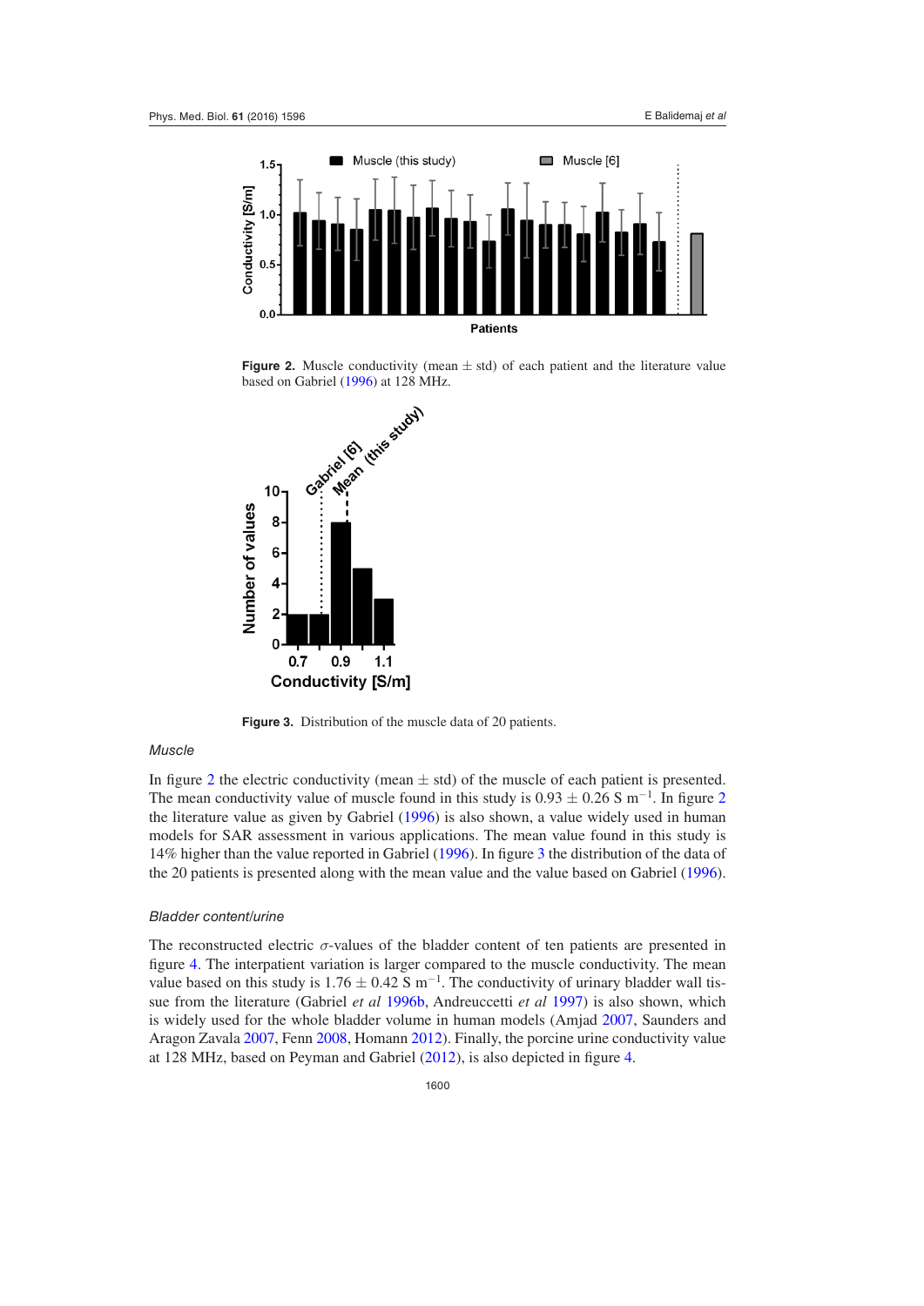Figure 2. Muscle conductivity (mean ± std) of each patient and the literature value based on Gabriel (1996) at 128 MHz.

Figure 3. Distribution of the muscle data of 20 patients.

### *Muscle*

In figure 2 the electric conductivity (mean ± std) of the muscle of each patient is presented. The mean conductivity value of muscle found in this study is 0.93 ± 0.26 S $m^{-1}$. In figure 2 the literature value as given by Gabriel (1996) is also shown, a value widely used in human models for SAR assessment in various applications. The mean value found in this study is 14% higher than the value reported in Gabriel (1996). In figure 3 the distribution of the data of the 20 patients is presented along with the mean value and the value based on Gabriel (1996).

### *Bladder content/urine*

The reconstructed electric $\sigma$-values of the bladder content of ten patients are presented in figure 4. The interpatient variation is larger compared to the muscle conductivity. The mean value based on this study is 1.76 ± 0.42 S $m^{-1}$. The conductivity of urinary bladder wall tissue from the literature (Gabriel *et al* 1996b, Andreuccetti *et al* 1997) is also shown, which is widely used for the whole bladder volume in human models (Amjad 2007, Saunders and Aragon Zavala 2007, Fenn 2008, Homann 2012). Finally, the porcine urine conductivity value at 128 MHz, based on Peyman and Gabriel (2012), is also depicted in figure 4.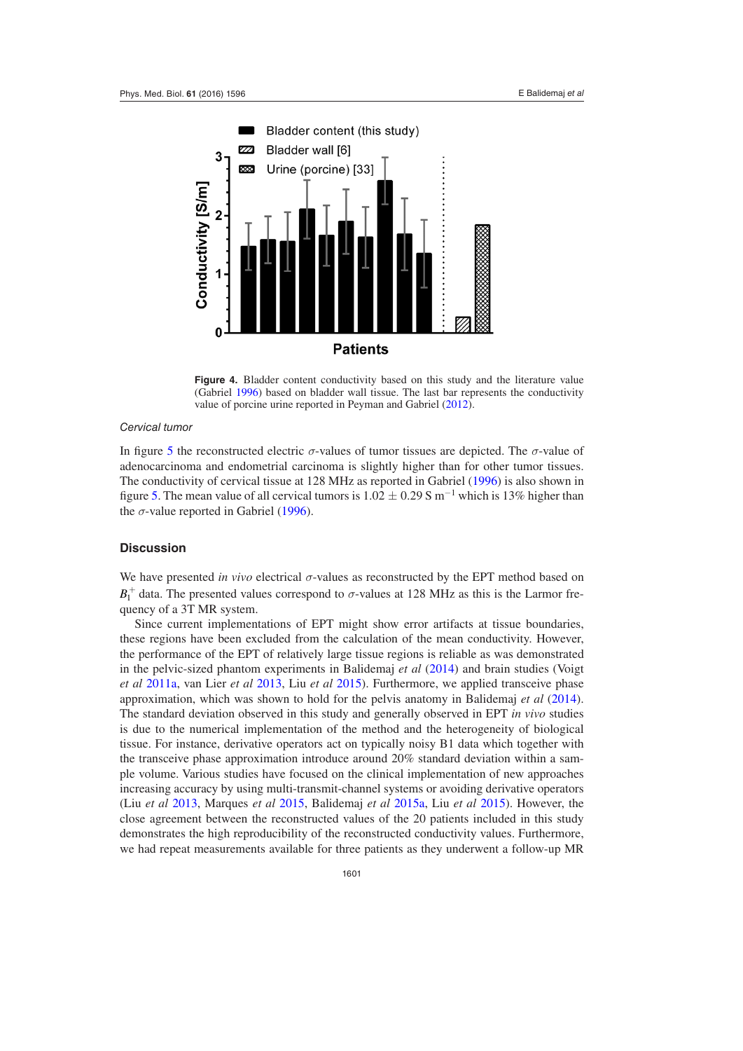**Figure 4.** Bladder content conductivity based on this study and the literature value (Gabriel 1996) based on bladder wall tissue. The last bar represents the conductivity value of porcine urine reported in Peyman and Gabriel (2012).

*Cervical tumor*

In figure 5 the reconstructed electric $\sigma$-values of tumor tissues are depicted. The $\sigma$-value of adenocarcinoma and endometrial carcinoma is slightly higher than for other tumor tissues. The conductivity of cervical tissue at 128 MHz as reported in Gabriel (1996) is also shown in figure 5. The mean value of all cervical tumors is $1.02 \pm 0.29$ S m$^{-1}$ which is 13% higher than the $\sigma$-value reported in Gabriel (1996).

## Discussion

We have presented *in vivo* electrical $\sigma$-values as reconstructed by the EPT method based on $B_1^+$ data. The presented values correspond to $\sigma$-values at 128 MHz as this is the Larmor frequency of a 3T MR system.

Since current implementations of EPT might show error artifacts at tissue boundaries, these regions have been excluded from the calculation of the mean conductivity. However, the performance of the EPT of relatively large tissue regions is reliable as was demonstrated in the pelvic-sized phantom experiments in Balidemaj *et al* (2014) and brain studies (Voigt *et al* 2011a, van Lier *et al* 2013, Liu *et al* 2015). Furthermore, we applied transceive phase approximation, which was shown to hold for the pelvis anatomy in Balidemaj *et al* (2014). The standard deviation observed in this study and generally observed in EPT *in vivo* studies is due to the numerical implementation of the method and the heterogeneity of biological tissue. For instance, derivative operators act on typically noisy B1 data which together with the transceive phase approximation introduce around 20% standard deviation within a sample volume. Various studies have focused on the clinical implementation of new approaches increasing accuracy by using multi-transmit-channel systems or avoiding derivative operators (Liu *et al* 2013, Marques *et al* 2015, Balidemaj *et al* 2015a, Liu *et al* 2015). However, the close agreement between the reconstructed values of the 20 patients included in this study demonstrates the high reproducibility of the reconstructed conductivity values. Furthermore, we had repeat measurements available for three patients as they underwent a follow-up MR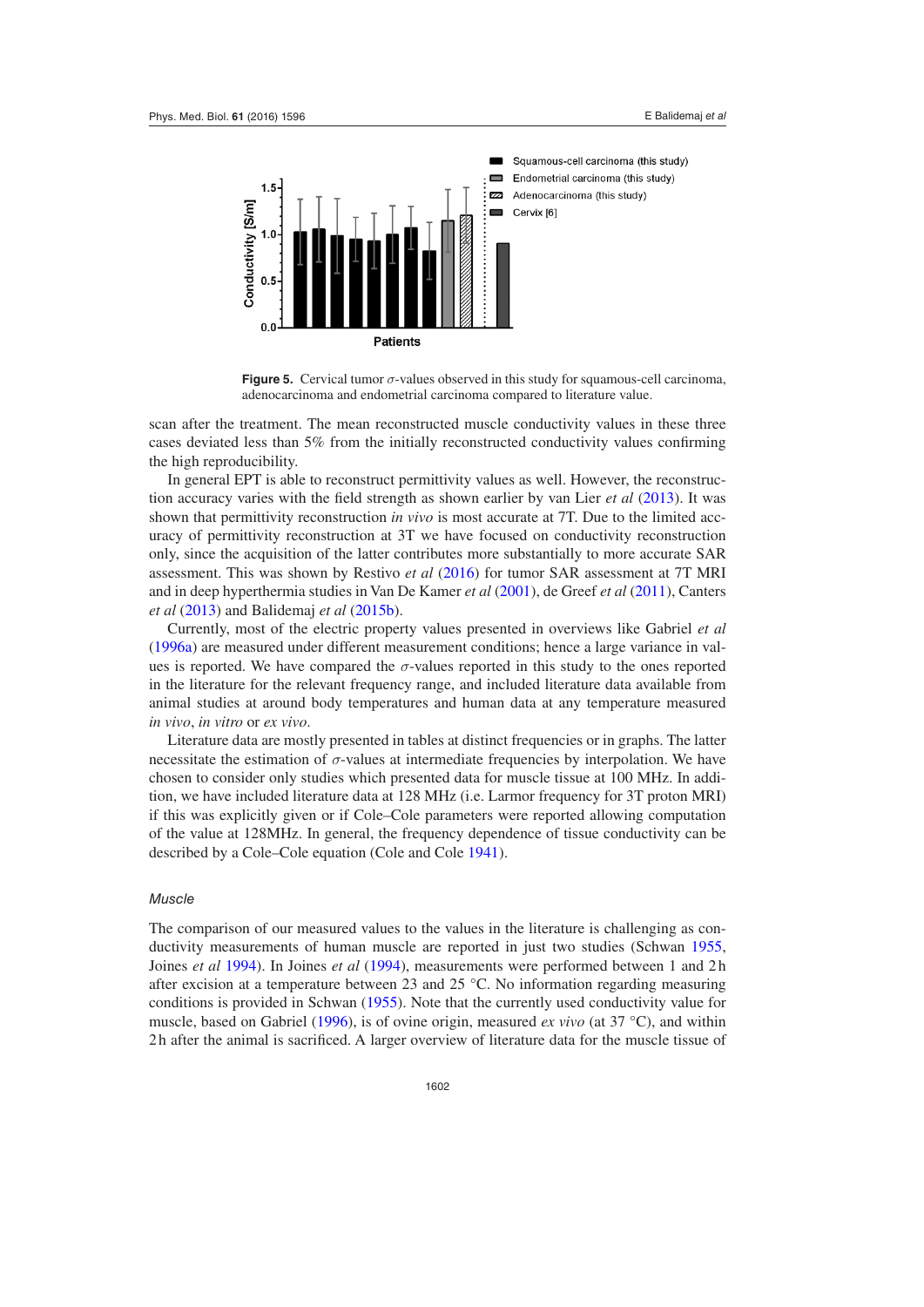**Figure 5.** Cervical tumor $\sigma$-values observed in this study for squamous-cell carcinoma, adenocarcinoma and endometrial carcinoma compared to literature value.

scan after the treatment. The mean reconstructed muscle conductivity values in these three cases deviated less than 5% from the initially reconstructed conductivity values confirming the high reproducibility.

In general EPT is able to reconstruct permittivity values as well. However, the reconstruction accuracy varies with the field strength as shown earlier by van Lier *et al* (2013). It was shown that permittivity reconstruction *in vivo* is most accurate at 7T. Due to the limited accuracy of permittivity reconstruction at 3T we have focused on conductivity reconstruction only, since the acquisition of the latter contributes more substantially to more accurate SAR assessment. This was shown by Restivo *et al* (2016) for tumor SAR assessment at 7T MRI and in deep hyperthermia studies in Van De Kamer *et al* (2001), de Greef *et al* (2011), Canters *et al* (2013) and Balidemaj *et al* (2015b).

Currently, most of the electric property values presented in overviews like Gabriel *et al* (1996a) are measured under different measurement conditions; hence a large variance in values is reported. We have compared the $\sigma$-values reported in this study to the ones reported in the literature for the relevant frequency range, and included literature data available from animal studies at around body temperatures and human data at any temperature measured *in vivo*, *in vitro* or *ex vivo*.

Literature data are mostly presented in tables at distinct frequencies or in graphs. The latter necessitate the estimation of $\sigma$-values at intermediate frequencies by interpolation. We have chosen to consider only studies which presented data for muscle tissue at 100 MHz. In addition, we have included literature data at 128 MHz (i.e. Larmor frequency for 3T proton MRI) if this was explicitly given or if Cole–Cole parameters were reported allowing computation of the value at 128MHz. In general, the frequency dependence of tissue conductivity can be described by a Cole–Cole equation (Cole and Cole 1941).

### *Muscle*

The comparison of our measured values to the values in the literature is challenging as conductivity measurements of human muscle are reported in just two studies (Schwan 1955, Joines *et al* 1994). In Joines *et al* (1994), measurements were performed between 1 and 2 h after excision at a temperature between 23 and 25 °C. No information regarding measuring conditions is provided in Schwan (1955). Note that the currently used conductivity value for muscle, based on Gabriel (1996), is of ovine origin, measured *ex vivo* (at 37 °C), and within 2 h after the animal is sacrificed. A larger overview of literature data for the muscle tissue of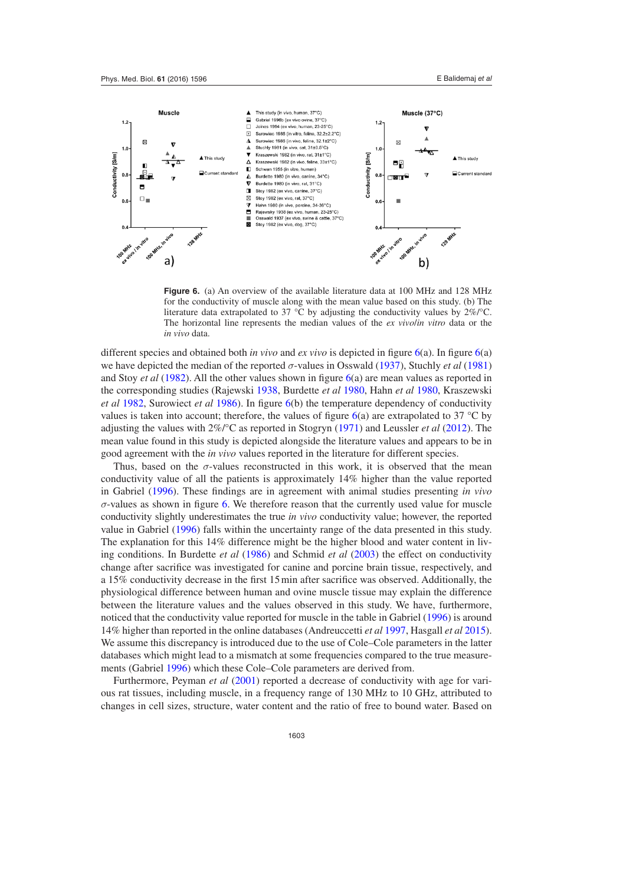**Figure 6.** (a) An overview of the available literature data at 100 MHz and 128 MHz for the conductivity of muscle along with the mean value based on this study. (b) The literature data extrapolated to 37 °C by adjusting the conductivity values by 2%/°C. The horizontal line represents the median values of the *ex vivo*/*in vitro* data or the *in vivo* data.

different species and obtained both *in vivo* and *ex vivo* is depicted in figure 6(a). In figure 6(a) we have depicted the median of the reported $\sigma$-values in Osswald (1937), Stuchly *et al* (1981) and Stoy *et al* (1982). All the other values shown in figure 6(a) are mean values as reported in the corresponding studies (Rajewski 1938, Burdette *et al* 1980, Hahn *et al* 1980, Kraszewski *et al* 1982, Surowiect *et al* 1986). In figure 6(b) the temperature dependency of conductivity values is taken into account; therefore, the values of figure 6(a) are extrapolated to 37 °C by adjusting the values with 2%/°C as reported in Stogryn (1971) and Leussler *et al* (2012). The mean value found in this study is depicted alongside the literature values and appears to be in good agreement with the *in vivo* values reported in the literature for different species.

Thus, based on the $\sigma$-values reconstructed in this work, it is observed that the mean conductivity value of all the patients is approximately 14% higher than the value reported in Gabriel (1996). These findings are in agreement with animal studies presenting *in vivo* $\sigma$-values as shown in figure 6. We therefore reason that the currently used value for muscle conductivity slightly underestimates the true *in vivo* conductivity value; however, the reported value in Gabriel (1996) falls within the uncertainty range of the data presented in this study. The explanation for this 14% difference might be the higher blood and water content in living conditions. In Burdette *et al* (1986) and Schmid *et al* (2003) the effect on conductivity change after sacrifice was investigated for canine and porcine brain tissue, respectively, and a 15% conductivity decrease in the first 15 min after sacrifice was observed. Additionally, the physiological difference between human and ovine muscle tissue may explain the difference between the literature values and the values observed in this study. We have, furthermore, noticed that the conductivity value reported for muscle in the table in Gabriel (1996) is around 14% higher than reported in the online databases (Andreuccetti *et al* 1997, Hasgall *et al* 2015). We assume this discrepancy is introduced due to the use of Cole–Cole parameters in the latter databases which might lead to a mismatch at some frequencies compared to the true measurements (Gabriel 1996) which these Cole–Cole parameters are derived from.

Furthermore, Peyman *et al* (2001) reported a decrease of conductivity with age for various rat tissues, including muscle, in a frequency range of 130 MHz to 10 GHz, attributed to changes in cell sizes, structure, water content and the ratio of free to bound water. Based on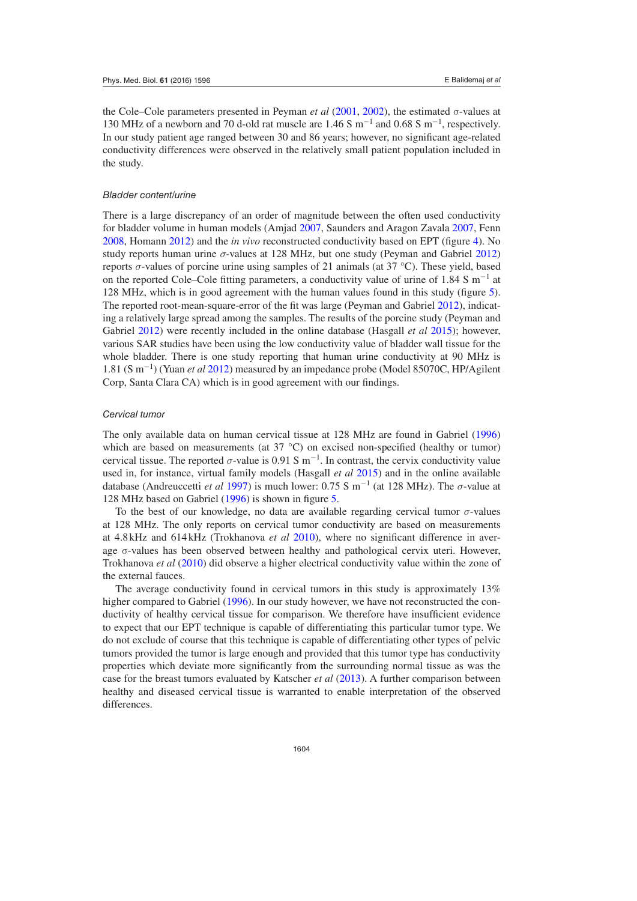the Cole–Cole parameters presented in Peyman *et al* (2001, 2002), the estimated $\sigma$-values at 130 MHz of a newborn and 70 d-old rat muscle are 1.46 S $m^{-1}$ and 0.68 S $m^{-1}$, respectively. In our study patient age ranged between 30 and 86 years; however, no significant age-related conductivity differences were observed in the relatively small patient population included in the study.

#### *Bladder content/urine*

There is a large discrepancy of an order of magnitude between the often used conductivity for bladder volume in human models (Amjad 2007, Saunders and Aragon Zavala 2007, Fenn 2008, Homann 2012) and the *in vivo* reconstructed conductivity based on EPT (figure 4). No study reports human urine $\sigma$-values at 128 MHz, but one study (Peyman and Gabriel 2012) reports $\sigma$-values of porcine urine using samples of 21 animals (at 37 °C). These yield, based on the reported Cole–Cole fitting parameters, a conductivity value of urine of 1.84 S $m^{-1}$ at 128 MHz, which is in good agreement with the human values found in this study (figure 5). The reported root-mean-square-error of the fit was large (Peyman and Gabriel 2012), indicating a relatively large spread among the samples. The results of the porcine study (Peyman and Gabriel 2012) were recently included in the online database (Hasgall *et al* 2015); however, various SAR studies have been using the low conductivity value of bladder wall tissue for the whole bladder. There is one study reporting that human urine conductivity at 90 MHz is 1.81 (S $m^{-1}$) (Yuan *et al* 2012) measured by an impedance probe (Model 85070C, HP/Agilent Corp, Santa Clara CA) which is in good agreement with our findings.

#### *Cervical tumor*

The only available data on human cervical tissue at 128 MHz are found in Gabriel (1996) which are based on measurements (at 37 °C) on excised non-specified (healthy or tumor) cervical tissue. The reported $\sigma$-value is 0.91 S $m^{-1}$. In contrast, the cervix conductivity value used in, for instance, virtual family models (Hasgall *et al* 2015) and in the online available database (Andreuccetti *et al* 1997) is much lower: 0.75 S $m^{-1}$ (at 128 MHz). The $\sigma$-value at 128 MHz based on Gabriel (1996) is shown in figure 5.

To the best of our knowledge, no data are available regarding cervical tumor $\sigma$-values at 128 MHz. The only reports on cervical tumor conductivity are based on measurements at 4.8 kHz and 614 kHz (Trokhanova *et al* 2010), where no significant difference in average $\sigma$-values has been observed between healthy and pathological cervix uteri. However, Trokhanova *et al* (2010) did observe a higher electrical conductivity value within the zone of the external fauces.

The average conductivity found in cervical tumors in this study is approximately 13% higher compared to Gabriel (1996). In our study however, we have not reconstructed the conductivity of healthy cervical tissue for comparison. We therefore have insufficient evidence to expect that our EPT technique is capable of differentiating this particular tumor type. We do not exclude of course that this technique is capable of differentiating other types of pelvic tumors provided the tumor is large enough and provided that this tumor type has conductivity properties which deviate more significantly from the surrounding normal tissue as was the case for the breast tumors evaluated by Katscher *et al* (2013). A further comparison between healthy and diseased cervical tissue is warranted to enable interpretation of the observed differences.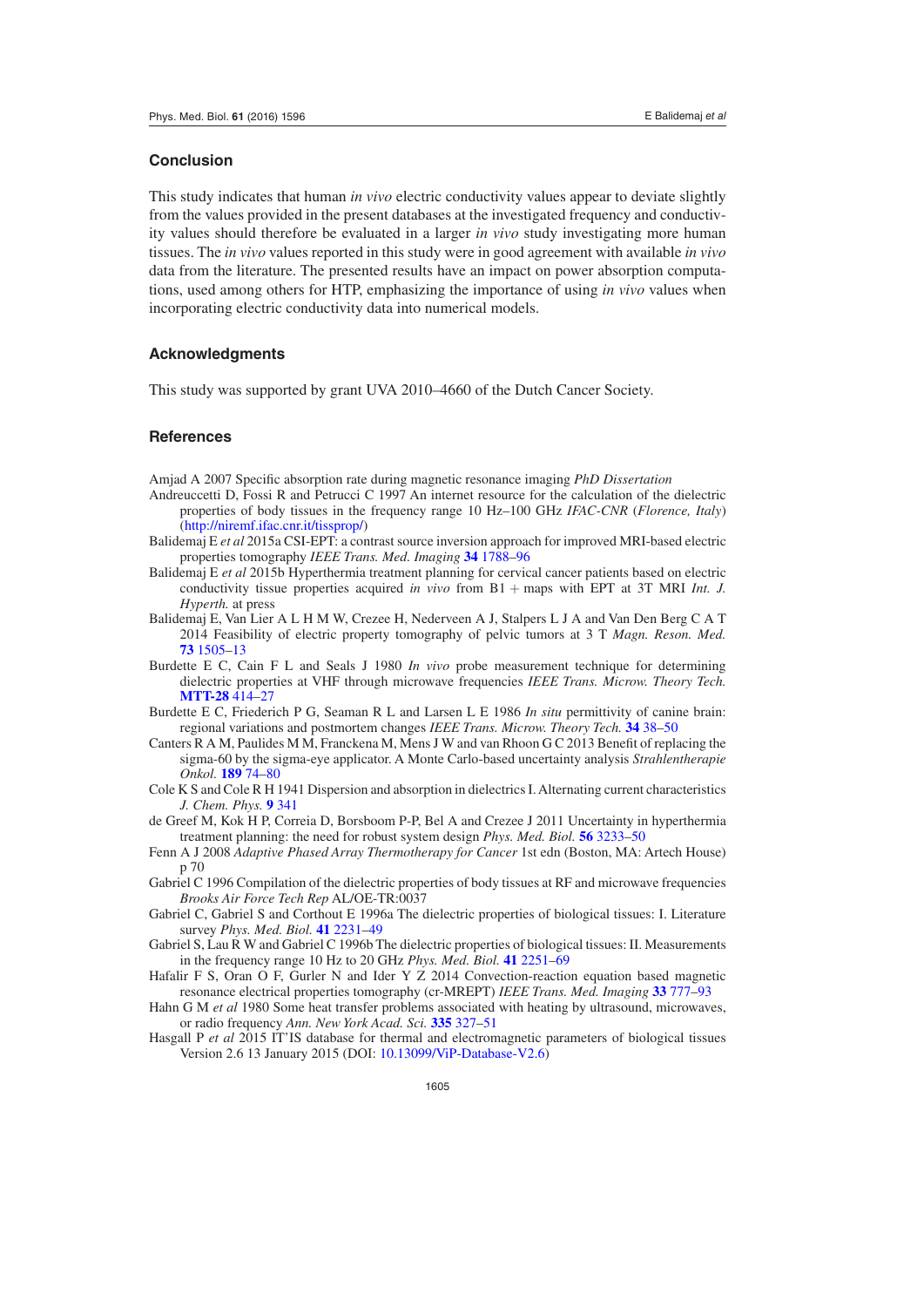## Conclusion

This study indicates that human *in vivo* electric conductivity values appear to deviate slightly from the values provided in the present databases at the investigated frequency and conductivity values should therefore be evaluated in a larger *in vivo* study investigating more human tissues. The *in vivo* values reported in this study were in good agreement with available *in vivo* data from the literature. The presented results have an impact on power absorption computations, used among others for HTP, emphasizing the importance of using *in vivo* values when incorporating electric conductivity data into numerical models.

## Acknowledgments

This study was supported by grant UVA 2010–4660 of the Dutch Cancer Society.

## References

Amjad A 2007 Specific absorption rate during magnetic resonance imaging *PhD Dissertation*

Andreuccetti D, Fossi R and Petrucci C 1997 An internet resource for the calculation of the dielectric properties of body tissues in the frequency range 10 Hz–100 GHz *IFAC-CNR* (*Florence, Italy*) (http://niremf.ifac.cnr.it/tissprop/)

Balidemaj E *et al* 2015a CSI-EPT: a contrast source inversion approach for improved MRI-based electric properties tomography *IEEE Trans. Med. Imaging* **34** 1788–96

Balidemaj E *et al* 2015b Hyperthermia treatment planning for cervical cancer patients based on electric conductivity tissue properties acquired *in vivo* from B1 + maps with EPT at 3T MRI *Int. J. Hyperth.* at press

Balidemaj E, Van Lier A L H M W, Crezee H, Nederveen A J, Stalpers L J A and Van Den Berg C A T 2014 Feasibility of electric property tomography of pelvic tumors at 3 T *Magn. Reson. Med.* **73** 1505–13

Burdette E C, Cain F L and Seals J 1980 *In vivo* probe measurement technique for determining dielectric properties at VHF through microwave frequencies *IEEE Trans. Microw. Theory Tech.* **MTT-28** 414–27

Burdette E C, Friederich P G, Seaman R L and Larsen L E 1986 *In situ* permittivity of canine brain: regional variations and postmortem changes *IEEE Trans. Microw. Theory Tech.* **34** 38–50

Canters R A M, Paulides M M, Franckena M, Mens J W and van Rhoon G C 2013 Benefit of replacing the sigma-60 by the sigma-eye applicator. A Monte Carlo-based uncertainty analysis *Strahlentherapie Onkol.* **189** 74–80

Cole K S and Cole R H 1941 Dispersion and absorption in dielectrics I. Alternating current characteristics *J. Chem. Phys.* **9** 341

de Greef M, Kok H P, Correia D, Borsboom P-P, Bel A and Crezee J 2011 Uncertainty in hyperthermia treatment planning: the need for robust system design *Phys. Med. Biol.* **56** 3233–50

Fenn A J 2008 *Adaptive Phased Array Thermotherapy for Cancer* 1st edn (Boston, MA: Artech House) p 70

Gabriel C 1996 Compilation of the dielectric properties of body tissues at RF and microwave frequencies *Brooks Air Force Tech Rep* AL/OE-TR:0037

Gabriel C, Gabriel S and Corthout E 1996a The dielectric properties of biological tissues: I. Literature survey *Phys. Med. Biol.* **41** 2231–49

Gabriel S, Lau R W and Gabriel C 1996b The dielectric properties of biological tissues: II. Measurements in the frequency range 10 Hz to 20 GHz *Phys. Med. Biol.* **41** 2251–69

Hafalir F S, Oran O F, Gurler N and Ider Y Z 2014 Convection-reaction equation based magnetic resonance electrical properties tomography (cr-MREPT) *IEEE Trans. Med. Imaging* **33** 777–93

Hahn G M *et al* 1980 Some heat transfer problems associated with heating by ultrasound, microwaves, or radio frequency *Ann. New York Acad. Sci.* **335** 327–51

Hasgall P *et al* 2015 IT'IS database for thermal and electromagnetic parameters of biological tissues Version 2.6 13 January 2015 (DOI: 10.13099/ViP-Database-V2.6)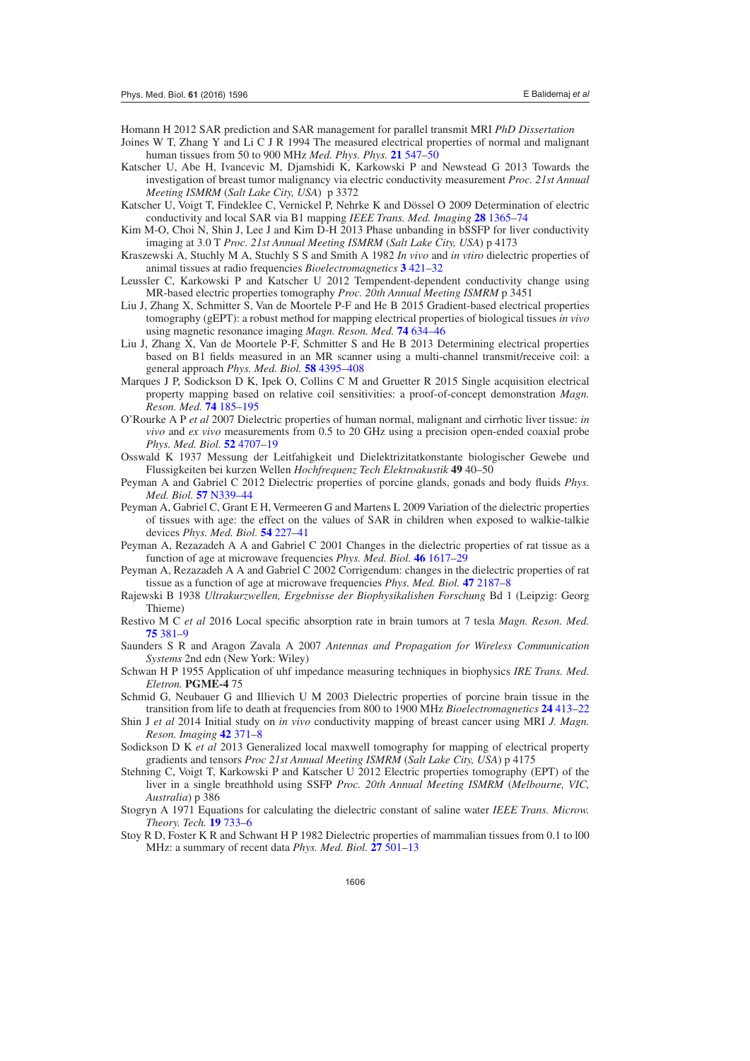Homann H 2012 SAR prediction and SAR management for parallel transmit MRI *PhD Dissertation*

Joines W T, Zhang Y and Li C J R 1994 The measured electrical properties of normal and malignant human tissues from 50 to 900 MHz *Med. Phys. Phys.* **21** 547–50

Katscher U, Abe H, Ivancevic M, Djamshidi K, Karkowski P and Newstead G 2013 Towards the investigation of breast tumor malignancy via electric conductivity measurement *Proc. 21st Annual Meeting ISMRM* (*Salt Lake City, USA*) p 3372

Katscher U, Voigt T, Findeklee C, Vernickel P, Nehrke K and Dössel O 2009 Determination of electric conductivity and local SAR via B1 mapping *IEEE Trans. Med. Imaging* **28** 1365–74

Kim M-O, Choi N, Shin J, Lee J and Kim D-H 2013 Phase unbanding in bSSFP for liver conductivity imaging at 3.0 T *Proc. 21st Annual Meeting ISMRM* (*Salt Lake City, USA*) p 4173

Kraszewski A, Stuchly M A, Stuchly S S and Smith A 1982 *In vivo* and *in vtiro* dielectric properties of animal tissues at radio frequencies *Bioelectromagnetics* **3** 421–32

Leussler C, Karkowski P and Katscher U 2012 Tempendent-dependent conductivity change using MR-based electric properties tomography *Proc. 20th Annual Meeting ISMRM* p 3451

Liu J, Zhang X, Schmitter S, Van de Moortele P-F and He B 2015 Gradient-based electrical properties tomography (gEPT): a robust method for mapping electrical properties of biological tissues *in vivo* using magnetic resonance imaging *Magn. Reson. Med.* **74** 634–46

Liu J, Zhang X, Van de Moortele P-F, Schmitter S and He B 2013 Determining electrical properties based on B1 fields measured in an MR scanner using a multi-channel transmit/receive coil: a general approach *Phys. Med. Biol.* **58** 4395–408

Marques J P, Sodickson D K, Ipek O, Collins C M and Gruetter R 2015 Single acquisition electrical property mapping based on relative coil sensitivities: a proof-of-concept demonstration *Magn. Reson. Med.* **74** 185–195

O'Rourke A P *et al* 2007 Dielectric properties of human normal, malignant and cirrhotic liver tissue: *in vivo* and *ex vivo* measurements from 0.5 to 20 GHz using a precision open-ended coaxial probe *Phys. Med. Biol.* **52** 4707–19

Osswald K 1937 Messung der Leitfahigkeit und Dielektrizitatkonstante biologischer Gewebe und Flussigkeiten bei kurzen Wellen *Hochfrequenz Tech Elektroakustik* **49** 40–50

Peyman A and Gabriel C 2012 Dielectric properties of porcine glands, gonads and body fluids *Phys. Med. Biol.* **57** N339–44

Peyman A, Gabriel C, Grant E H, Vermeeren G and Martens L 2009 Variation of the dielectric properties of tissues with age: the effect on the values of SAR in children when exposed to walkie-talkie devices *Phys. Med. Biol.* **54** 227–41

Peyman A, Rezazadeh A A and Gabriel C 2001 Changes in the dielectric properties of rat tissue as a function of age at microwave frequencies *Phys. Med. Biol.* **46** 1617–29

Peyman A, Rezazadeh A A and Gabriel C 2002 Corrigendum: changes in the dielectric properties of rat tissue as a function of age at microwave frequencies *Phys. Med. Biol.* **47** 2187–8

Rajewski B 1938 *Ultrakurzwellen, Ergebnisse der Biophysikalishen Forschung* Bd 1 (Leipzig: Georg Thieme)

Restivo M C *et al* 2016 Local specific absorption rate in brain tumors at 7 tesla *Magn. Reson. Med.* **75** 381–9

Saunders S R and Aragon Zavala A 2007 *Antennas and Propagation for Wireless Communication Systems* 2nd edn (New York: Wiley)

Schwan H P 1955 Application of uhf impedance measuring techniques in biophysics *IRE Trans. Med. Eletron.* **PGME-4** 75

Schmid G, Neubauer G and Illievich U M 2003 Dielectric properties of porcine brain tissue in the transition from life to death at frequencies from 800 to 1900 MHz *Bioelectromagnetics* **24** 413–22

Shin J *et al* 2014 Initial study on *in vivo* conductivity mapping of breast cancer using MRI *J. Magn. Reson. Imaging* **42** 371–8

Sodickson D K *et al* 2013 Generalized local maxwell tomography for mapping of electrical property gradients and tensors *Proc 21st Annual Meeting ISMRM* (*Salt Lake City, USA*) p 4175

Stehning C, Voigt T, Karkowski P and Katscher U 2012 Electric properties tomography (EPT) of the liver in a single breathhold using SSFP *Proc. 20th Annual Meeting ISMRM* (*Melbourne, VIC, Australia*) p 386

Stogryn A 1971 Equations for calculating the dielectric constant of saline water *IEEE Trans. Microw. Theory. Tech.* **19** 733–6

Stoy R D, Foster K R and Schwant H P 1982 Dielectric properties of mammalian tissues from 0.1 to l00 MHz: a summary of recent data *Phys. Med. Biol.* **27** 501–13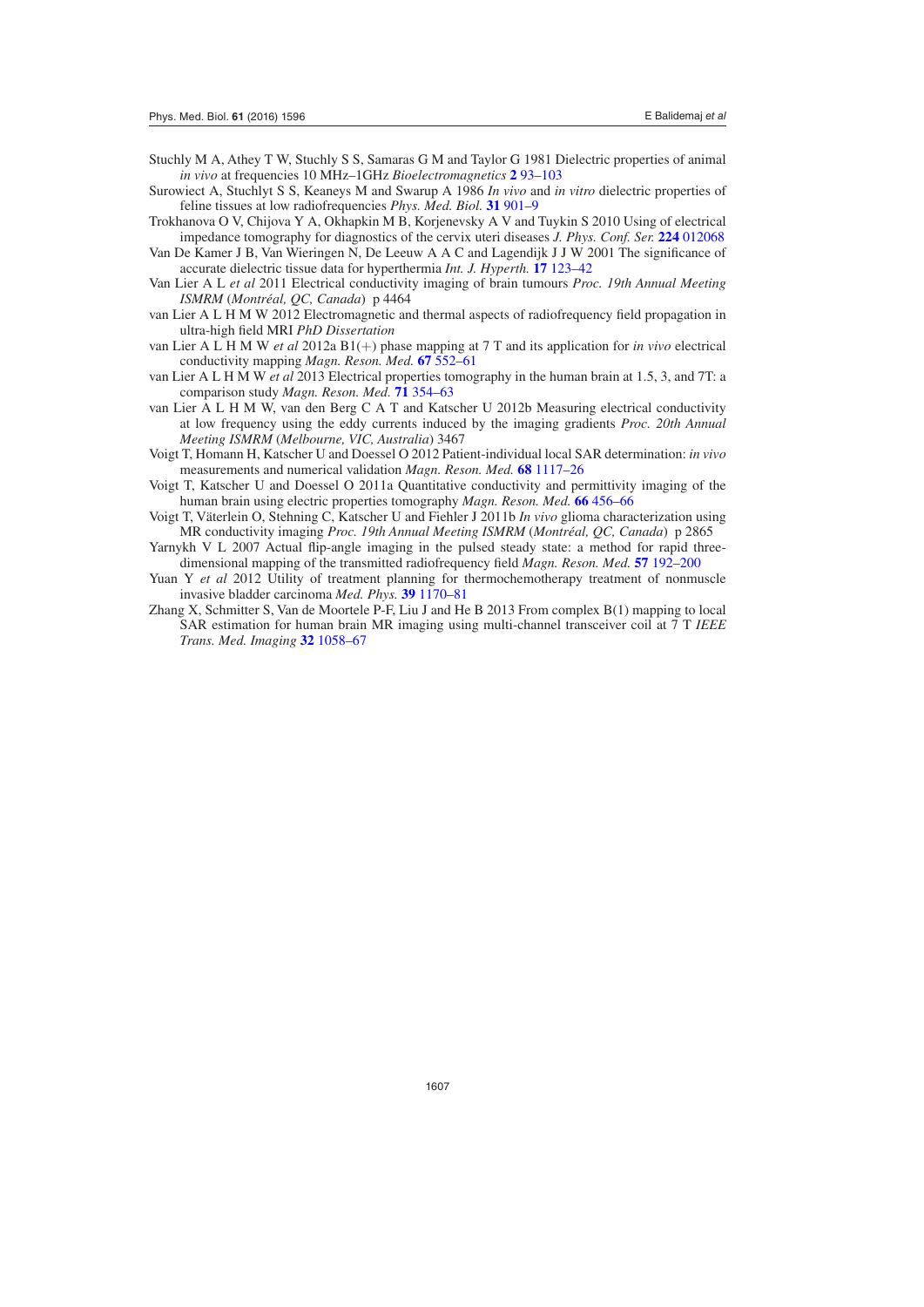Stuchly M A, Athey T W, Stuchly S S, Samaras G M and Taylor G 1981 Dielectric properties of animal *in vivo* at frequencies 10 MHz–1GHz *Bioelectromagnetics* **2** 93–103

Surowiect A, Stuchlyt S S, Keaneys M and Swarup A 1986 *In vivo* and *in vitro* dielectric properties of feline tissues at low radiofrequencies *Phys. Med. Biol.* **31** 901–9

Trokhanova O V, Chijova Y A, Okhapkin M B, Korjenevsky A V and Tuykin S 2010 Using of electrical impedance tomography for diagnostics of the cervix uteri diseases *J. Phys. Conf. Ser.* **224** 012068

Van De Kamer J B, Van Wieringen N, De Leeuw A A C and Lagendijk J J W 2001 The significance of accurate dielectric tissue data for hyperthermia *Int. J. Hyperth.* **17** 123–42

Van Lier A L *et al* 2011 Electrical conductivity imaging of brain tumours *Proc. 19th Annual Meeting ISMRM* (*Montréal, QC, Canada*) p 4464

van Lier A L H M W 2012 Electromagnetic and thermal aspects of radiofrequency field propagation in ultra-high field MRI *PhD Dissertation*

van Lier A L H M W *et al* 2012a B1(+) phase mapping at 7 T and its application for *in vivo* electrical conductivity mapping *Magn. Reson. Med.* **67** 552–61

van Lier A L H M W *et al* 2013 Electrical properties tomography in the human brain at 1.5, 3, and 7T: a comparison study *Magn. Reson. Med.* **71** 354–63

van Lier A L H M W, van den Berg C A T and Katscher U 2012b Measuring electrical conductivity at low frequency using the eddy currents induced by the imaging gradients *Proc. 20th Annual Meeting ISMRM* (*Melbourne, VIC, Australia*) 3467

Voigt T, Homann H, Katscher U and Doessel O 2012 Patient-individual local SAR determination: *in vivo* measurements and numerical validation *Magn. Reson. Med.* **68** 1117–26

Voigt T, Katscher U and Doessel O 2011a Quantitative conductivity and permittivity imaging of the human brain using electric properties tomography *Magn. Reson. Med.* **66** 456–66

Voigt T, Väterlein O, Stehning C, Katscher U and Fiehler J 2011b *In vivo* glioma characterization using MR conductivity imaging *Proc. 19th Annual Meeting ISMRM* (*Montréal, QC, Canada*) p 2865

Yarnykh V L 2007 Actual flip-angle imaging in the pulsed steady state: a method for rapid three-dimensional mapping of the transmitted radiofrequency field *Magn. Reson. Med.* **57** 192–200

Yuan Y *et al* 2012 Utility of treatment planning for thermochemotherapy treatment of nonmuscle invasive bladder carcinoma *Med. Phys.* **39** 1170–81

Zhang X, Schmitter S, Van de Moortele P-F, Liu J and He B 2013 From complex B(1) mapping to local SAR estimation for human brain MR imaging using multi-channel transceiver coil at 7 T *IEEE Trans. Med. Imaging* **32** 1058–67